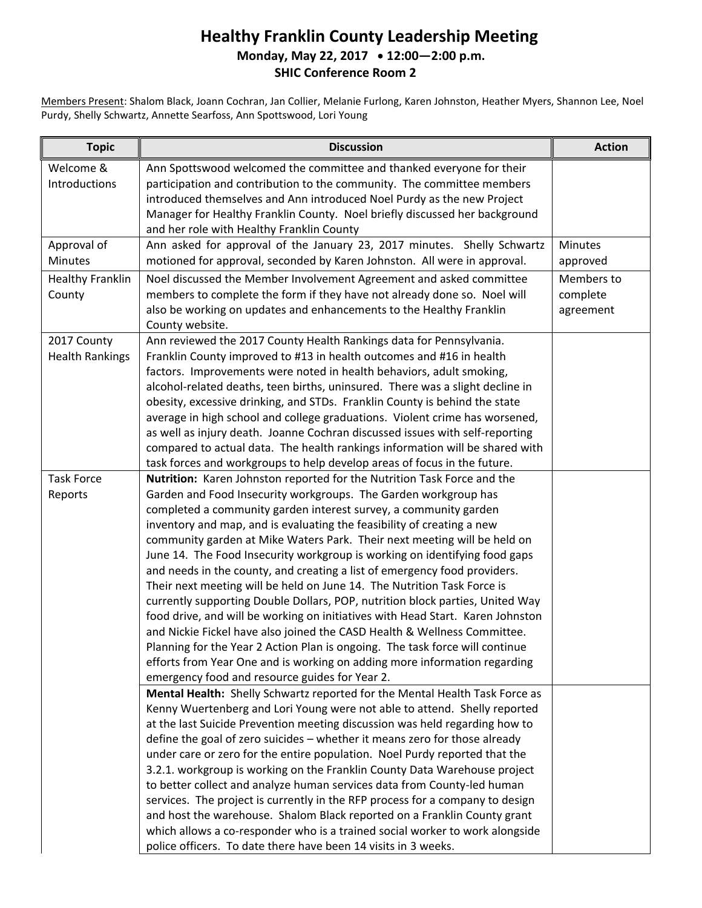# Healthy Franklin County Leadership Meeting

**Monday, May 22, 2017 • 12:00—2:00 p.m.**

**SHIC Conference Room 2**

Members Present: Shalom Black, Joann Cochran, Jan Collier, Melanie Furlong, Karen Johnston, Heather Myers, Shannon Lee, Noel Purdy, Shelly Schwartz, Annette Searfoss, Ann Spottswood, Lori Young

| Topic | Discussion | Action |
|---|---|---|
| Welcome & Introductions | Ann Spottswood welcomed the committee and thanked everyone for their participation and contribution to the community. The committee members introduced themselves and Ann introduced Noel Purdy as the new Project Manager for Healthy Franklin County. Noel briefly discussed her background and her role with Healthy Franklin County | |
| Approval of Minutes | Ann asked for approval of the January 23, 2017 minutes. Shelly Schwartz motioned for approval, seconded by Karen Johnston. All were in approval. | Minutes approved |
| Healthy Franklin County | Noel discussed the Member Involvement Agreement and asked committee members to complete the form if they have not already done so. Noel will also be working on updates and enhancements to the Healthy Franklin County website. | Members to complete agreement |
| 2017 County Health Rankings | Ann reviewed the 2017 County Health Rankings data for Pennsylvania. Franklin County improved to #13 in health outcomes and #16 in health factors. Improvements were noted in health behaviors, adult smoking, alcohol-related deaths, teen births, uninsured. There was a slight decline in obesity, excessive drinking, and STDs. Franklin County is behind the state average in high school and college graduations. Violent crime has worsened, as well as injury death. Joanne Cochran discussed issues with self-reporting compared to actual data. The health rankings information will be shared with task forces and workgroups to help develop areas of focus in the future. | |
| Task Force Reports | **Nutrition:** Karen Johnston reported for the Nutrition Task Force and the Garden and Food Insecurity workgroups. The Garden workgroup has completed a community garden interest survey, a community garden inventory and map, and is evaluating the feasibility of creating a new community garden at Mike Waters Park. Their next meeting will be held on June 14. The Food Insecurity workgroup is working on identifying food gaps and needs in the county, and creating a list of emergency food providers. Their next meeting will be held on June 14. The Nutrition Task Force is currently supporting Double Dollars, POP, nutrition block parties, United Way food drive, and will be working on initiatives with Head Start. Karen Johnston and Nickie Fickel have also joined the CASD Health & Wellness Committee. Planning for the Year 2 Action Plan is ongoing. The task force will continue efforts from Year One and is working on adding more information regarding emergency food and resource guides for Year 2. | |
| | **Mental Health:** Shelly Schwartz reported for the Mental Health Task Force as Kenny Wuertenberg and Lori Young were not able to attend. Shelly reported at the last Suicide Prevention meeting discussion was held regarding how to define the goal of zero suicides – whether it means zero for those already under care or zero for the entire population. Noel Purdy reported that the 3.2.1. workgroup is working on the Franklin County Data Warehouse project to better collect and analyze human services data from County-led human services. The project is currently in the RFP process for a company to design and host the warehouse. Shalom Black reported on a Franklin County grant which allows a co-responder who is a trained social worker to work alongside police officers. To date there have been 14 visits in 3 weeks. | |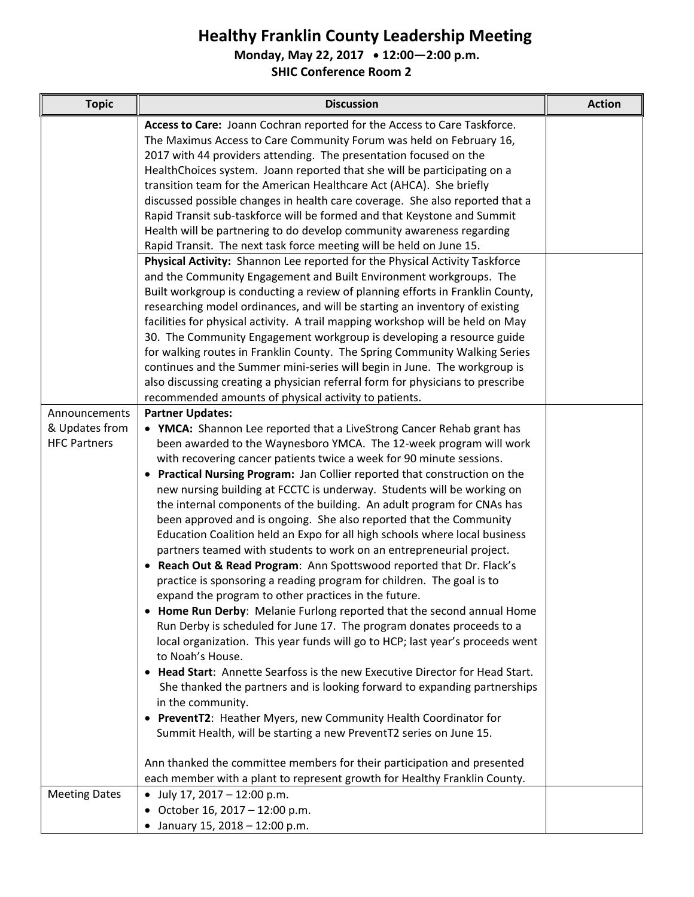# Healthy Franklin County Leadership Meeting

**Monday, May 22, 2017 • 12:00—2:00 p.m.**

**SHIC Conference Room 2**

| Topic | Discussion | Action |
|---|---|---|
| | **Access to Care:** Joann Cochran reported for the Access to Care Taskforce. The Maximus Access to Care Community Forum was held on February 16, 2017 with 44 providers attending. The presentation focused on the HealthChoices system. Joann reported that she will be participating on a transition team for the American Healthcare Act (AHCA). She briefly discussed possible changes in health care coverage. She also reported that a Rapid Transit sub-taskforce will be formed and that Keystone and Summit Health will be partnering to do develop community awareness regarding Rapid Transit. The next task force meeting will be held on June 15. | |
| | **Physical Activity:** Shannon Lee reported for the Physical Activity Taskforce and the Community Engagement and Built Environment workgroups. The Built workgroup is conducting a review of planning efforts in Franklin County, researching model ordinances, and will be starting an inventory of existing facilities for physical activity. A trail mapping workshop will be held on May 30. The Community Engagement workgroup is developing a resource guide for walking routes in Franklin County. The Spring Community Walking Series continues and the Summer mini-series will begin in June. The workgroup is also discussing creating a physician referral form for physicians to prescribe recommended amounts of physical activity to patients. | |
| Announcements & Updates from HFC Partners | **Partner Updates:**<br>• **YMCA:** Shannon Lee reported that a LiveStrong Cancer Rehab grant has been awarded to the Waynesboro YMCA. The 12-week program will work with recovering cancer patients twice a week for 90 minute sessions.<br>• **Practical Nursing Program:** Jan Collier reported that construction on the new nursing building at FCCTC is underway. Students will be working on the internal components of the building. An adult program for CNAs has been approved and is ongoing. She also reported that the Community Education Coalition held an Expo for all high schools where local business partners teamed with students to work on an entrepreneurial project.<br>• **Reach Out & Read Program**: Ann Spottswood reported that Dr. Flack's practice is sponsoring a reading program for children. The goal is to expand the program to other practices in the future.<br>• **Home Run Derby**: Melanie Furlong reported that the second annual Home Run Derby is scheduled for June 17. The program donates proceeds to a local organization. This year funds will go to HCP; last year's proceeds went to Noah's House.<br>• **Head Start**: Annette Searfoss is the new Executive Director for Head Start. She thanked the partners and is looking forward to expanding partnerships in the community.<br>• **PreventT2**: Heather Myers, new Community Health Coordinator for Summit Health, will be starting a new PreventT2 series on June 15.<br><br>Ann thanked the committee members for their participation and presented each member with a plant to represent growth for Healthy Franklin County. | |
| Meeting Dates | • July 17, 2017 – 12:00 p.m.<br>• October 16, 2017 – 12:00 p.m.<br>• January 15, 2018 – 12:00 p.m. | |